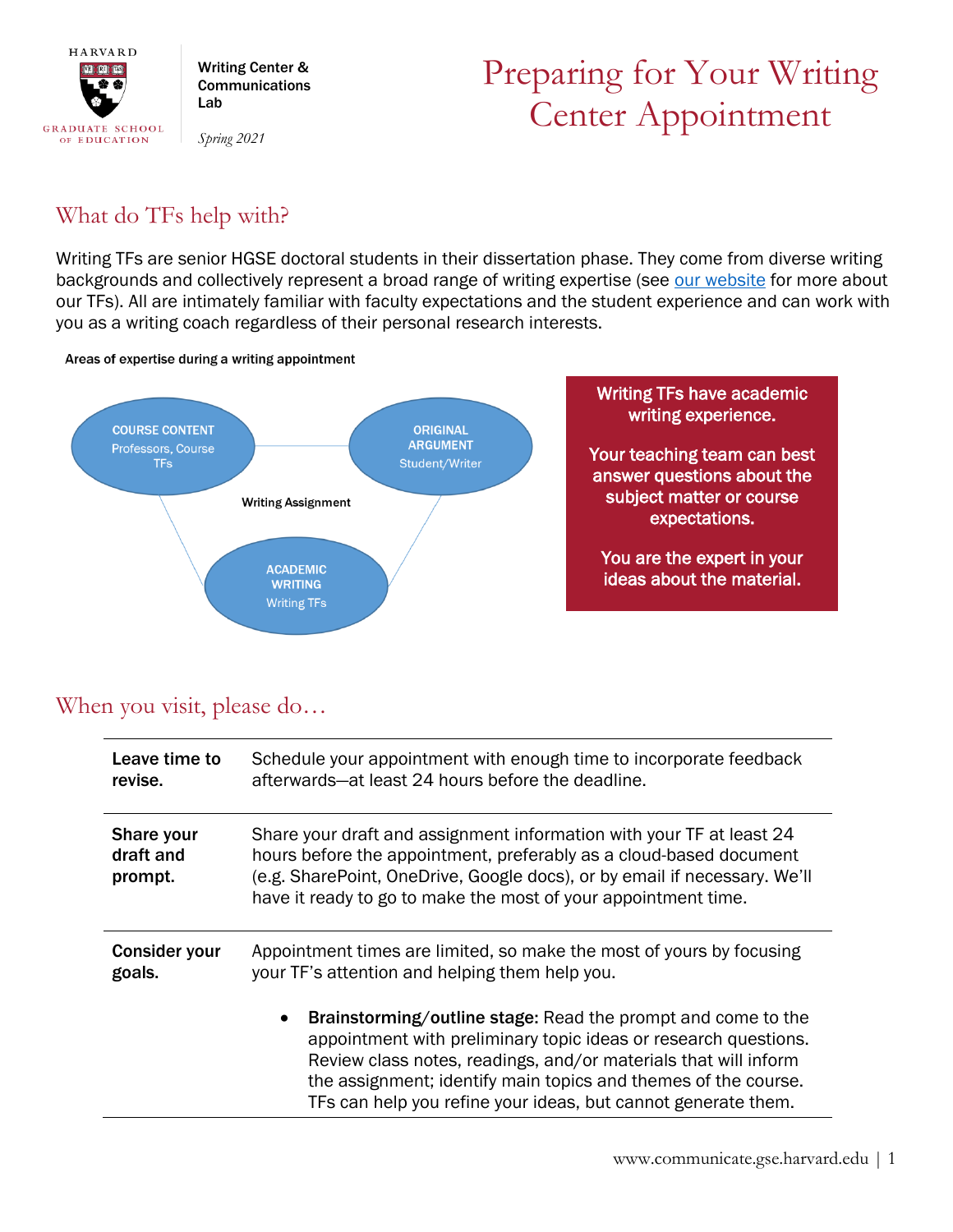HARVARD GRADUATE SCHOOL OF EDUCATION

**Writing Center & Communications Lab**

*Spring 2021*

# Preparing for Your Writing Center Appointment

## What do TFs help with?

Writing TFs are senior HGSE doctoral students in their dissertation phase. They come from diverse writing backgrounds and collectively represent a broad range of writing expertise (see [our website]() for more about our TFs). All are intimately familiar with faculty expectations and the student experience and can work with you as a writing coach regardless of their personal research interests.

**Areas of expertise during a writing appointment**

**Writing Assignment**

- **COURSE CONTENT** — Professors, Course TFs
- **ORIGINAL ARGUMENT** — Student/Writer
- **ACADEMIC WRITING** — Writing TFs

**Writing TFs have academic writing experience.**

**Your teaching team can best answer questions about the subject matter or course expectations.**

**You are the expert in your ideas about the material.**

## When you visit, please do…

| | |
|---|---|
| **Leave time to revise.** | Schedule your appointment with enough time to incorporate feedback afterwards—at least 24 hours before the deadline. |
| **Share your draft and prompt.** | Share your draft and assignment information with your TF at least 24 hours before the appointment, preferably as a cloud-based document (e.g. SharePoint, OneDrive, Google docs), or by email if necessary. We'll have it ready to go to make the most of your appointment time. |
| **Consider your goals.** | Appointment times are limited, so make the most of yours by focusing your TF's attention and helping them help you.<br><br>• **Brainstorming/outline stage:** Read the prompt and come to the appointment with preliminary topic ideas or research questions. Review class notes, readings, and/or materials that will inform the assignment; identify main topics and themes of the course. TFs can help you refine your ideas, but cannot generate them. |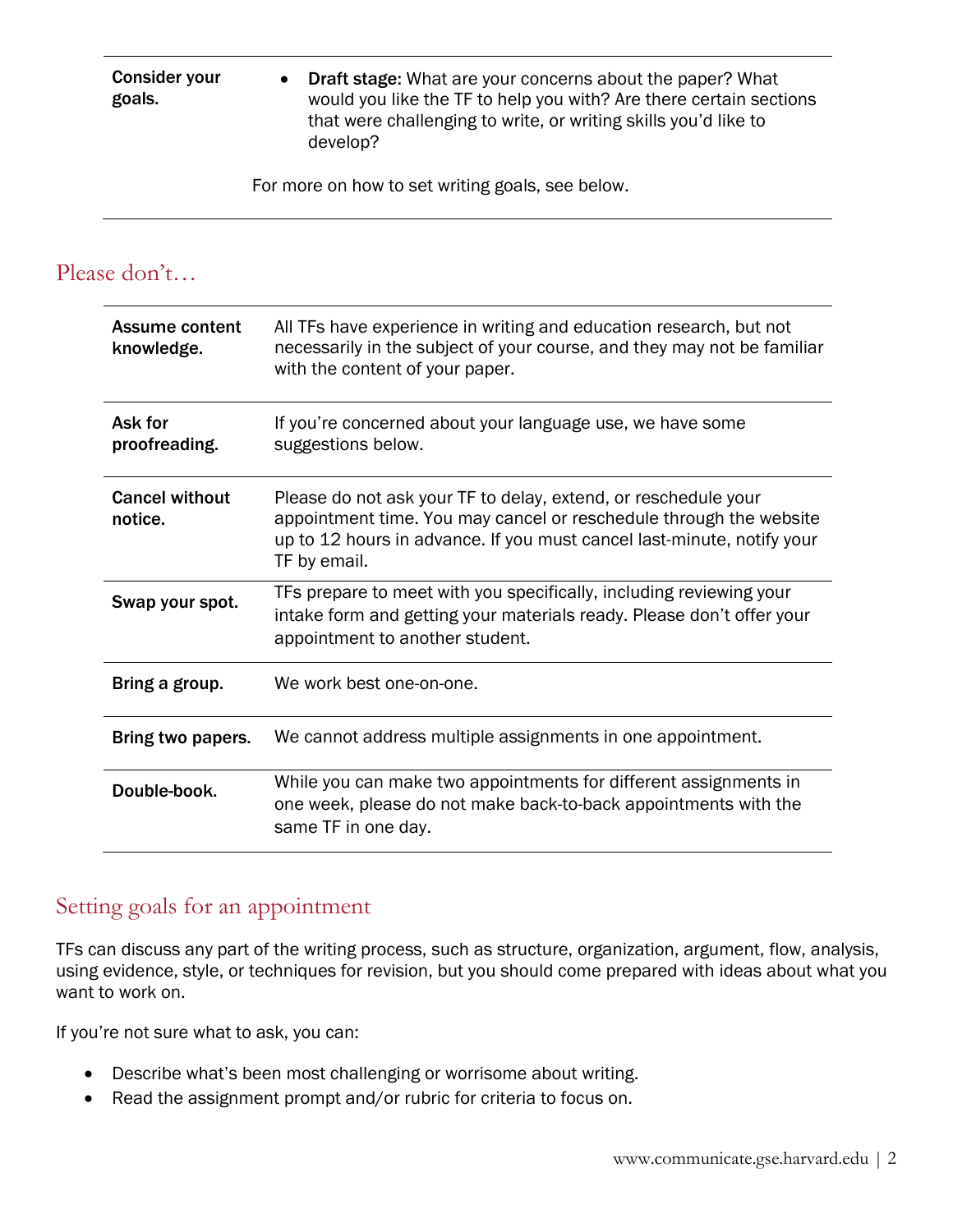| Consider your goals. | • **Draft stage:** What are your concerns about the paper? What would you like the TF to help you with? Are there certain sections that were challenging to write, or writing skills you'd like to develop? For more on how to set writing goals, see below. |
|---|---|

## Please don't…

| | |
|---|---|
| **Assume content knowledge.** | All TFs have experience in writing and education research, but not necessarily in the subject of your course, and they may not be familiar with the content of your paper. |
| **Ask for proofreading.** | If you're concerned about your language use, we have some suggestions below. |
| **Cancel without notice.** | Please do not ask your TF to delay, extend, or reschedule your appointment time. You may cancel or reschedule through the website up to 12 hours in advance. If you must cancel last-minute, notify your TF by email. |
| **Swap your spot.** | TFs prepare to meet with you specifically, including reviewing your intake form and getting your materials ready. Please don't offer your appointment to another student. |
| **Bring a group.** | We work best one-on-one. |
| **Bring two papers.** | We cannot address multiple assignments in one appointment. |
| **Double-book.** | While you can make two appointments for different assignments in one week, please do not make back-to-back appointments with the same TF in one day. |

## Setting goals for an appointment

TFs can discuss any part of the writing process, such as structure, organization, argument, flow, analysis, using evidence, style, or techniques for revision, but you should come prepared with ideas about what you want to work on.

If you're not sure what to ask, you can:

- Describe what's been most challenging or worrisome about writing.
- Read the assignment prompt and/or rubric for criteria to focus on.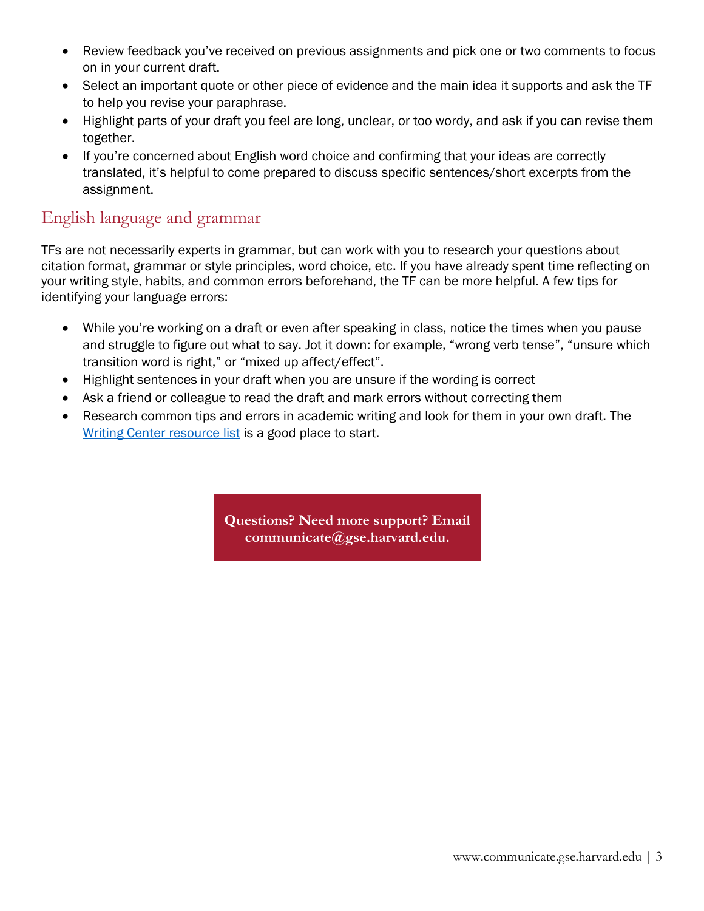- Review feedback you've received on previous assignments and pick one or two comments to focus on in your current draft.
- Select an important quote or other piece of evidence and the main idea it supports and ask the TF to help you revise your paraphrase.
- Highlight parts of your draft you feel are long, unclear, or too wordy, and ask if you can revise them together.
- If you're concerned about English word choice and confirming that your ideas are correctly translated, it's helpful to come prepared to discuss specific sentences/short excerpts from the assignment.

## English language and grammar

TFs are not necessarily experts in grammar, but can work with you to research your questions about citation format, grammar or style principles, word choice, etc. If you have already spent time reflecting on your writing style, habits, and common errors beforehand, the TF can be more helpful. A few tips for identifying your language errors:

- While you're working on a draft or even after speaking in class, notice the times when you pause and struggle to figure out what to say. Jot it down: for example, "wrong verb tense", "unsure which transition word is right," or "mixed up affect/effect".
- Highlight sentences in your draft when you are unsure if the wording is correct
- Ask a friend or colleague to read the draft and mark errors without correcting them
- Research common tips and errors in academic writing and look for them in your own draft. The Writing Center resource list is a good place to start.

**Questions? Need more support? Email communicate@gse.harvard.edu.**